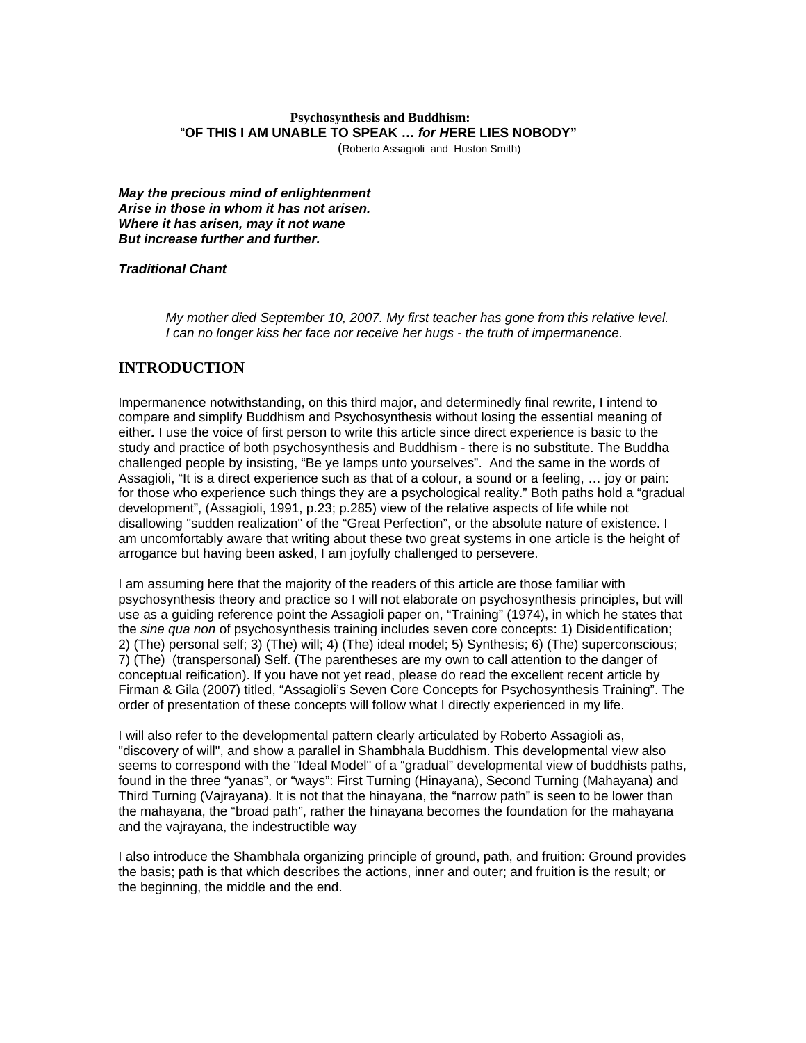**Psychosynthesis and Buddhism:**
**"OF THIS I AM UNABLE TO SPEAK … *for H*ERE LIES NOBODY"**
(Roberto Assagioli and Huston Smith)

***May the precious mind of enlightenment***
***Arise in those in whom it has not arisen.***
***Where it has arisen, may it not wane***
***But increase further and further.***

***Traditional Chant***

*My mother died September 10, 2007. My first teacher has gone from this relative level. I can no longer kiss her face nor receive her hugs - the truth of impermanence.*

## INTRODUCTION

Impermanence notwithstanding, on this third major, and determinedly final rewrite, I intend to compare and simplify Buddhism and Psychosynthesis without losing the essential meaning of either**.** I use the voice of first person to write this article since direct experience is basic to the study and practice of both psychosynthesis and Buddhism - there is no substitute. The Buddha challenged people by insisting, "Be ye lamps unto yourselves". And the same in the words of Assagioli, "It is a direct experience such as that of a colour, a sound or a feeling, … joy or pain: for those who experience such things they are a psychological reality." Both paths hold a "gradual development", (Assagioli, 1991, p.23; p.285) view of the relative aspects of life while not disallowing "sudden realization" of the "Great Perfection", or the absolute nature of existence. I am uncomfortably aware that writing about these two great systems in one article is the height of arrogance but having been asked, I am joyfully challenged to persevere.

I am assuming here that the majority of the readers of this article are those familiar with psychosynthesis theory and practice so I will not elaborate on psychosynthesis principles, but will use as a guiding reference point the Assagioli paper on, "Training" (1974), in which he states that the *sine qua non* of psychosynthesis training includes seven core concepts: 1) Disidentification; 2) (The) personal self; 3) (The) will; 4) (The) ideal model; 5) Synthesis; 6) (The) superconscious; 7) (The) (transpersonal) Self. (The parentheses are my own to call attention to the danger of conceptual reification). If you have not yet read, please do read the excellent recent article by Firman & Gila (2007) titled, "Assagioli's Seven Core Concepts for Psychosynthesis Training". The order of presentation of these concepts will follow what I directly experienced in my life.

I will also refer to the developmental pattern clearly articulated by Roberto Assagioli as, "discovery of will", and show a parallel in Shambhala Buddhism. This developmental view also seems to correspond with the "Ideal Model" of a "gradual" developmental view of buddhists paths, found in the three "yanas", or "ways": First Turning (Hinayana), Second Turning (Mahayana) and Third Turning (Vajrayana). It is not that the hinayana, the "narrow path" is seen to be lower than the mahayana, the "broad path", rather the hinayana becomes the foundation for the mahayana and the vajrayana, the indestructible way

I also introduce the Shambhala organizing principle of ground, path, and fruition: Ground provides the basis; path is that which describes the actions, inner and outer; and fruition is the result; or the beginning, the middle and the end.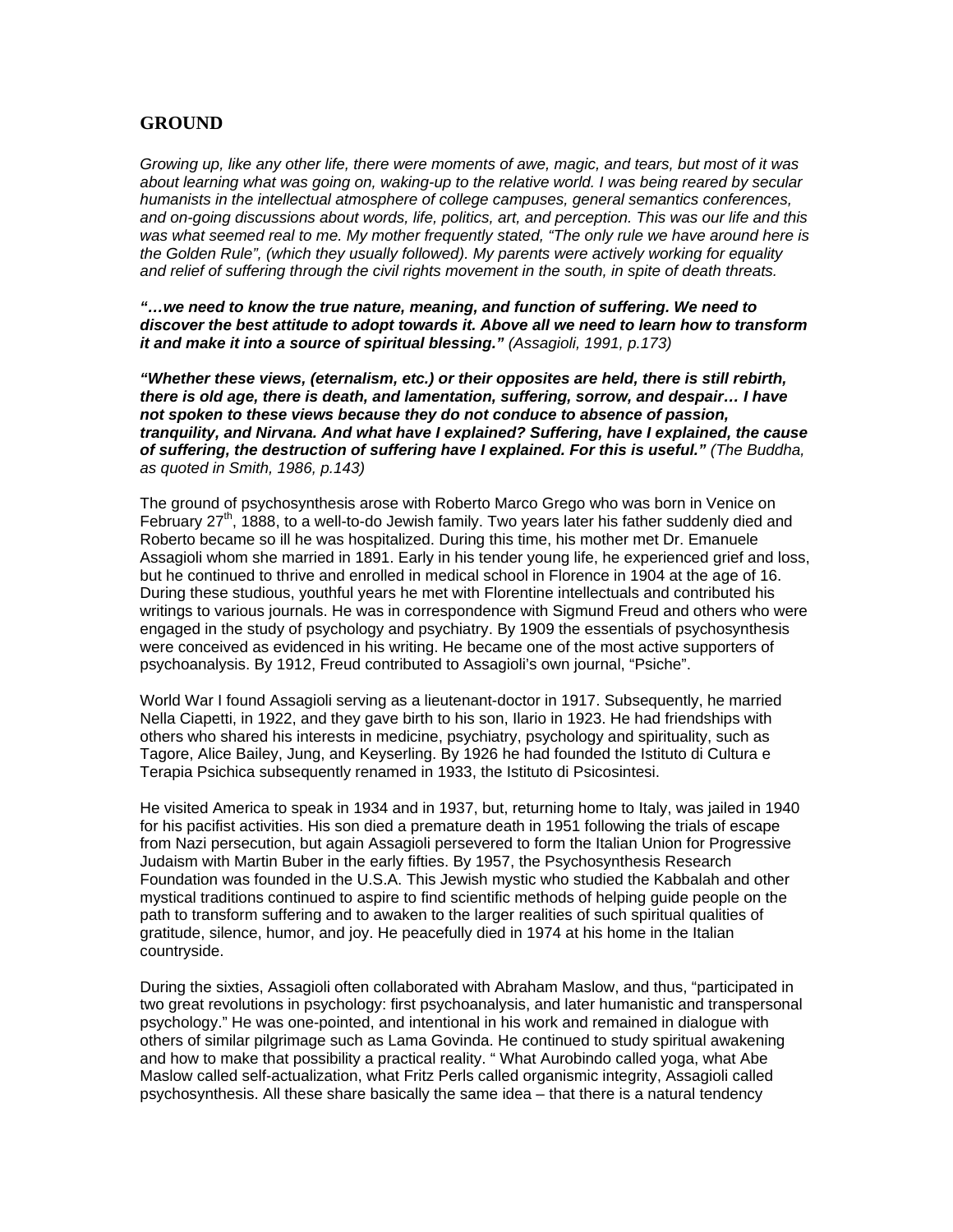## GROUND

*Growing up, like any other life, there were moments of awe, magic, and tears, but most of it was about learning what was going on, waking-up to the relative world. I was being reared by secular humanists in the intellectual atmosphere of college campuses, general semantics conferences, and on-going discussions about words, life, politics, art, and perception. This was our life and this was what seemed real to me. My mother frequently stated, "The only rule we have around here is the Golden Rule", (which they usually followed). My parents were actively working for equality and relief of suffering through the civil rights movement in the south, in spite of death threats.*

***"…we need to know the true nature, meaning, and function of suffering. We need to discover the best attitude to adopt towards it. Above all we need to learn how to transform it and make it into a source of spiritual blessing."*** *(Assagioli, 1991, p.173)*

***"Whether these views, (eternalism, etc.) or their opposites are held, there is still rebirth, there is old age, there is death, and lamentation, suffering, sorrow, and despair… I have not spoken to these views because they do not conduce to absence of passion, tranquility, and Nirvana. And what have I explained? Suffering, have I explained, the cause of suffering, the destruction of suffering have I explained. For this is useful."*** *(The Buddha, as quoted in Smith, 1986, p.143)*

The ground of psychosynthesis arose with Roberto Marco Grego who was born in Venice on February 27th, 1888, to a well-to-do Jewish family. Two years later his father suddenly died and Roberto became so ill he was hospitalized. During this time, his mother met Dr. Emanuele Assagioli whom she married in 1891. Early in his tender young life, he experienced grief and loss, but he continued to thrive and enrolled in medical school in Florence in 1904 at the age of 16. During these studious, youthful years he met with Florentine intellectuals and contributed his writings to various journals. He was in correspondence with Sigmund Freud and others who were engaged in the study of psychology and psychiatry. By 1909 the essentials of psychosynthesis were conceived as evidenced in his writing. He became one of the most active supporters of psychoanalysis. By 1912, Freud contributed to Assagioli's own journal, "Psiche".

World War I found Assagioli serving as a lieutenant-doctor in 1917. Subsequently, he married Nella Ciapetti, in 1922, and they gave birth to his son, Ilario in 1923. He had friendships with others who shared his interests in medicine, psychiatry, psychology and spirituality, such as Tagore, Alice Bailey, Jung, and Keyserling. By 1926 he had founded the Istituto di Cultura e Terapia Psichica subsequently renamed in 1933, the Istituto di Psicosintesi.

He visited America to speak in 1934 and in 1937, but, returning home to Italy, was jailed in 1940 for his pacifist activities. His son died a premature death in 1951 following the trials of escape from Nazi persecution, but again Assagioli persevered to form the Italian Union for Progressive Judaism with Martin Buber in the early fifties. By 1957, the Psychosynthesis Research Foundation was founded in the U.S.A. This Jewish mystic who studied the Kabbalah and other mystical traditions continued to aspire to find scientific methods of helping guide people on the path to transform suffering and to awaken to the larger realities of such spiritual qualities of gratitude, silence, humor, and joy. He peacefully died in 1974 at his home in the Italian countryside.

During the sixties, Assagioli often collaborated with Abraham Maslow, and thus, "participated in two great revolutions in psychology: first psychoanalysis, and later humanistic and transpersonal psychology." He was one-pointed, and intentional in his work and remained in dialogue with others of similar pilgrimage such as Lama Govinda. He continued to study spiritual awakening and how to make that possibility a practical reality. " What Aurobindo called yoga, what Abe Maslow called self-actualization, what Fritz Perls called organismic integrity, Assagioli called psychosynthesis. All these share basically the same idea – that there is a natural tendency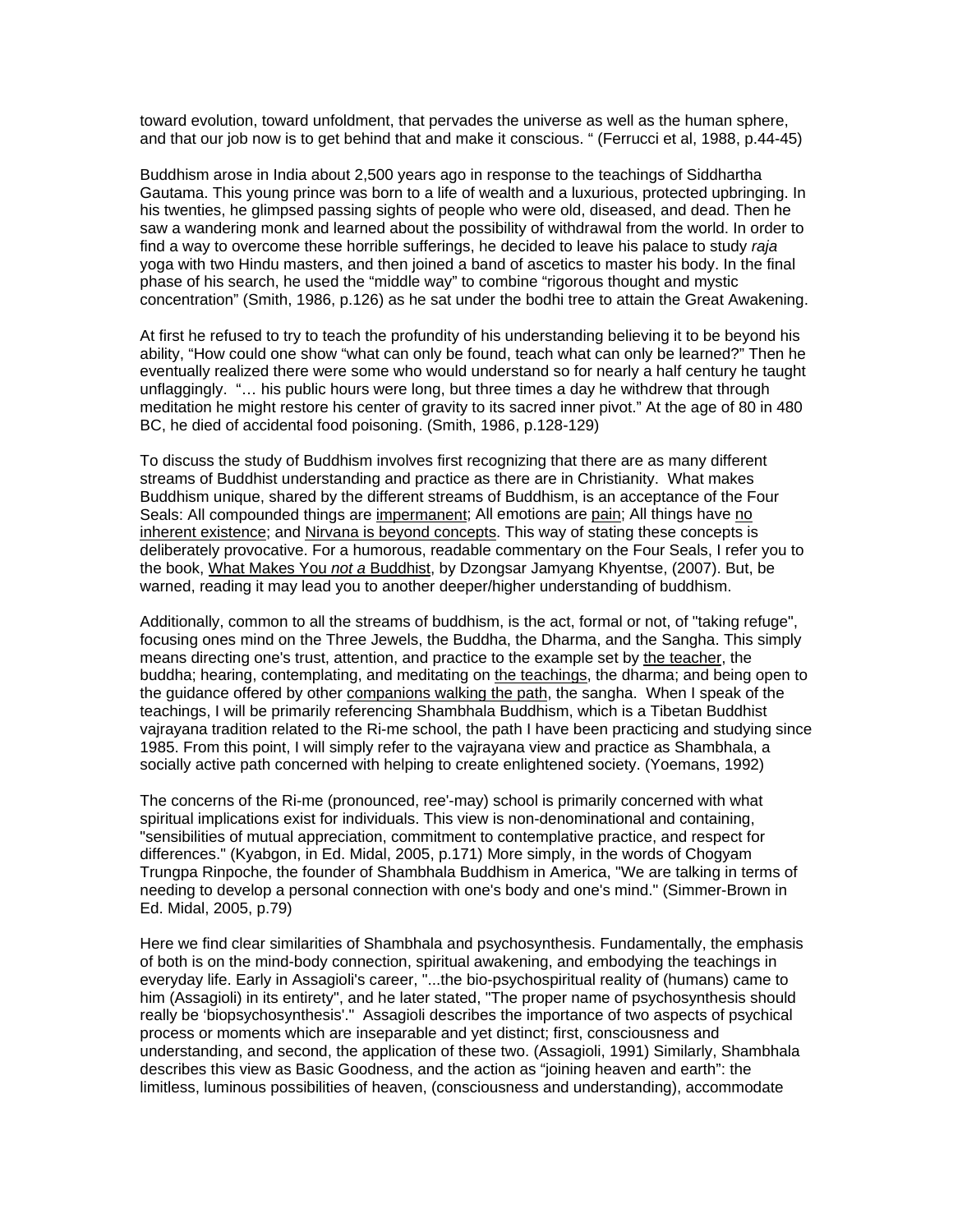toward evolution, toward unfoldment, that pervades the universe as well as the human sphere, and that our job now is to get behind that and make it conscious. " (Ferrucci et al, 1988, p.44-45)

Buddhism arose in India about 2,500 years ago in response to the teachings of Siddhartha Gautama. This young prince was born to a life of wealth and a luxurious, protected upbringing. In his twenties, he glimpsed passing sights of people who were old, diseased, and dead. Then he saw a wandering monk and learned about the possibility of withdrawal from the world. In order to find a way to overcome these horrible sufferings, he decided to leave his palace to study *raja* yoga with two Hindu masters, and then joined a band of ascetics to master his body. In the final phase of his search, he used the "middle way" to combine "rigorous thought and mystic concentration" (Smith, 1986, p.126) as he sat under the bodhi tree to attain the Great Awakening.

At first he refused to try to teach the profundity of his understanding believing it to be beyond his ability, "How could one show "what can only be found, teach what can only be learned?" Then he eventually realized there were some who would understand so for nearly a half century he taught unflaggingly. "… his public hours were long, but three times a day he withdrew that through meditation he might restore his center of gravity to its sacred inner pivot." At the age of 80 in 480 BC, he died of accidental food poisoning. (Smith, 1986, p.128-129)

To discuss the study of Buddhism involves first recognizing that there are as many different streams of Buddhist understanding and practice as there are in Christianity. What makes Buddhism unique, shared by the different streams of Buddhism, is an acceptance of the Four Seals: All compounded things are impermanent; All emotions are pain; All things have no inherent existence; and Nirvana is beyond concepts. This way of stating these concepts is deliberately provocative. For a humorous, readable commentary on the Four Seals, I refer you to the book, What Makes You *not a* Buddhist, by Dzongsar Jamyang Khyentse, (2007). But, be warned, reading it may lead you to another deeper/higher understanding of buddhism.

Additionally, common to all the streams of buddhism, is the act, formal or not, of "taking refuge", focusing ones mind on the Three Jewels, the Buddha, the Dharma, and the Sangha. This simply means directing one's trust, attention, and practice to the example set by the teacher, the buddha; hearing, contemplating, and meditating on the teachings, the dharma; and being open to the guidance offered by other companions walking the path, the sangha. When I speak of the teachings, I will be primarily referencing Shambhala Buddhism, which is a Tibetan Buddhist vajrayana tradition related to the Ri-me school, the path I have been practicing and studying since 1985. From this point, I will simply refer to the vajrayana view and practice as Shambhala, a socially active path concerned with helping to create enlightened society. (Yoemans, 1992)

The concerns of the Ri-me (pronounced, ree'-may) school is primarily concerned with what spiritual implications exist for individuals. This view is non-denominational and containing, "sensibilities of mutual appreciation, commitment to contemplative practice, and respect for differences." (Kyabgon, in Ed. Midal, 2005, p.171) More simply, in the words of Chogyam Trungpa Rinpoche, the founder of Shambhala Buddhism in America, "We are talking in terms of needing to develop a personal connection with one's body and one's mind." (Simmer-Brown in Ed. Midal, 2005, p.79)

Here we find clear similarities of Shambhala and psychosynthesis. Fundamentally, the emphasis of both is on the mind-body connection, spiritual awakening, and embodying the teachings in everyday life. Early in Assagioli's career, "...the bio-psychospiritual reality of (humans) came to him (Assagioli) in its entirety", and he later stated, "The proper name of psychosynthesis should really be 'biopsychosynthesis'." Assagioli describes the importance of two aspects of psychical process or moments which are inseparable and yet distinct; first, consciousness and understanding, and second, the application of these two. (Assagioli, 1991) Similarly, Shambhala describes this view as Basic Goodness, and the action as "joining heaven and earth": the limitless, luminous possibilities of heaven, (consciousness and understanding), accommodate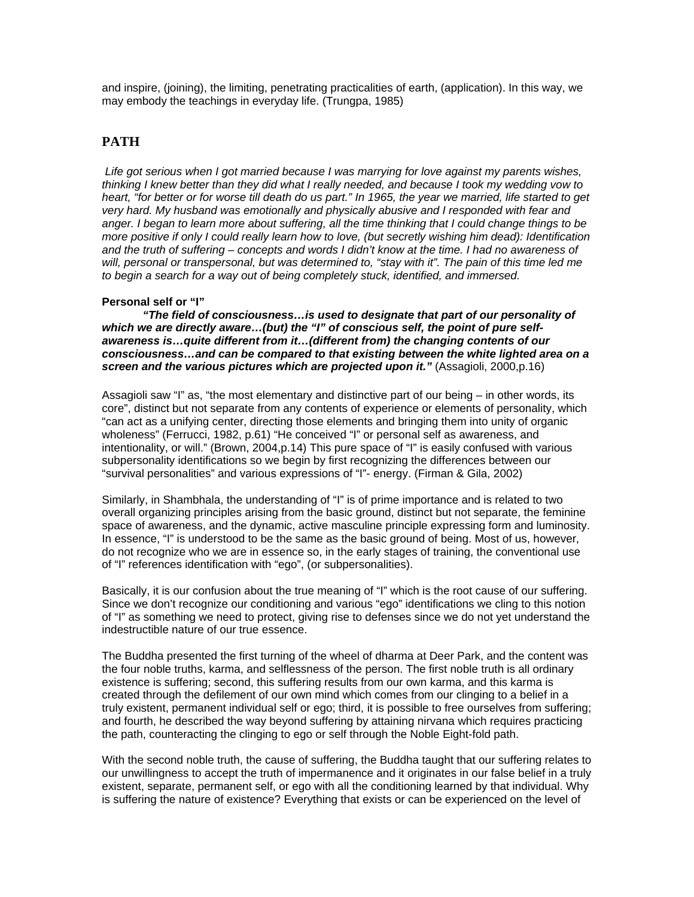and inspire, (joining), the limiting, penetrating practicalities of earth, (application). In this way, we may embody the teachings in everyday life. (Trungpa, 1985)

## PATH

*Life got serious when I got married because I was marrying for love against my parents wishes, thinking I knew better than they did what I really needed, and because I took my wedding vow to heart, "for better or for worse till death do us part." In 1965, the year we married, life started to get very hard. My husband was emotionally and physically abusive and I responded with fear and anger. I began to learn more about suffering, all the time thinking that I could change things to be more positive if only I could really learn how to love, (but secretly wishing him dead): Identification and the truth of suffering – concepts and words I didn't know at the time. I had no awareness of will, personal or transpersonal, but was determined to, "stay with it". The pain of this time led me to begin a search for a way out of being completely stuck, identified, and immersed.*

### Personal self or "I"

***"The field of consciousness…is used to designate that part of our personality of which we are directly aware…(but) the "I" of conscious self, the point of pure self-awareness is…quite different from it…(different from) the changing contents of our consciousness…and can be compared to that existing between the white lighted area on a screen and the various pictures which are projected upon it."*** (Assagioli, 2000,p.16)

Assagioli saw "I" as, "the most elementary and distinctive part of our being – in other words, its core", distinct but not separate from any contents of experience or elements of personality, which "can act as a unifying center, directing those elements and bringing them into unity of organic wholeness" (Ferrucci, 1982, p.61) "He conceived "I" or personal self as awareness, and intentionality, or will." (Brown, 2004,p.14) This pure space of "I" is easily confused with various subpersonality identifications so we begin by first recognizing the differences between our "survival personalities" and various expressions of "I"- energy. (Firman & Gila, 2002)

Similarly, in Shambhala, the understanding of "I" is of prime importance and is related to two overall organizing principles arising from the basic ground, distinct but not separate, the feminine space of awareness, and the dynamic, active masculine principle expressing form and luminosity. In essence, "I" is understood to be the same as the basic ground of being. Most of us, however, do not recognize who we are in essence so, in the early stages of training, the conventional use of "I" references identification with "ego", (or subpersonalities).

Basically, it is our confusion about the true meaning of "I" which is the root cause of our suffering. Since we don't recognize our conditioning and various "ego" identifications we cling to this notion of "I" as something we need to protect, giving rise to defenses since we do not yet understand the indestructible nature of our true essence.

The Buddha presented the first turning of the wheel of dharma at Deer Park, and the content was the four noble truths, karma, and selflessness of the person. The first noble truth is all ordinary existence is suffering; second, this suffering results from our own karma, and this karma is created through the defilement of our own mind which comes from our clinging to a belief in a truly existent, permanent individual self or ego; third, it is possible to free ourselves from suffering; and fourth, he described the way beyond suffering by attaining nirvana which requires practicing the path, counteracting the clinging to ego or self through the Noble Eight-fold path.

With the second noble truth, the cause of suffering, the Buddha taught that our suffering relates to our unwillingness to accept the truth of impermanence and it originates in our false belief in a truly existent, separate, permanent self, or ego with all the conditioning learned by that individual. Why is suffering the nature of existence? Everything that exists or can be experienced on the level of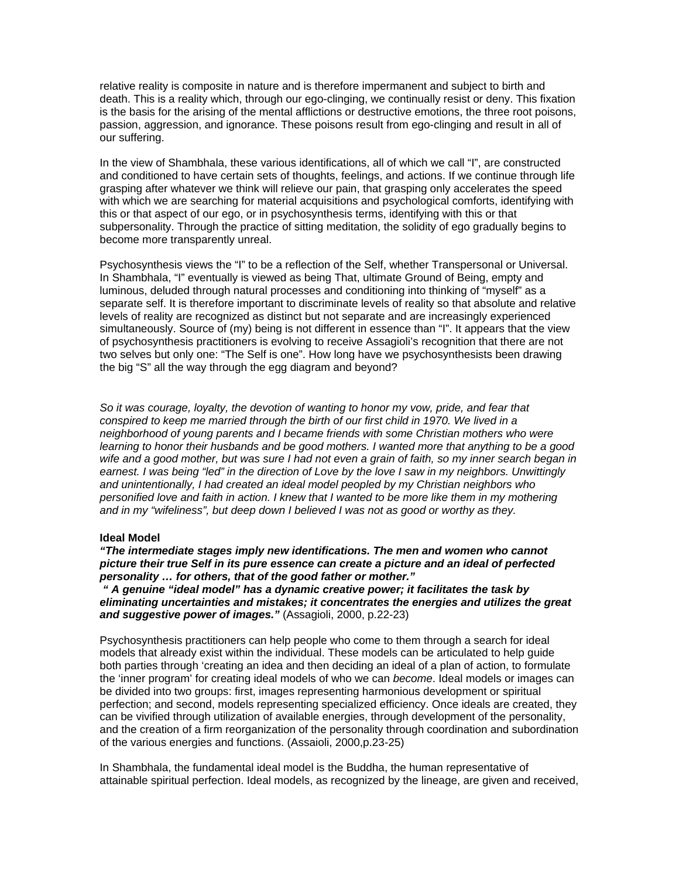relative reality is composite in nature and is therefore impermanent and subject to birth and death. This is a reality which, through our ego-clinging, we continually resist or deny. This fixation is the basis for the arising of the mental afflictions or destructive emotions, the three root poisons, passion, aggression, and ignorance. These poisons result from ego-clinging and result in all of our suffering.

In the view of Shambhala, these various identifications, all of which we call "I", are constructed and conditioned to have certain sets of thoughts, feelings, and actions. If we continue through life grasping after whatever we think will relieve our pain, that grasping only accelerates the speed with which we are searching for material acquisitions and psychological comforts, identifying with this or that aspect of our ego, or in psychosynthesis terms, identifying with this or that subpersonality. Through the practice of sitting meditation, the solidity of ego gradually begins to become more transparently unreal.

Psychosynthesis views the "I" to be a reflection of the Self, whether Transpersonal or Universal. In Shambhala, "I" eventually is viewed as being That, ultimate Ground of Being, empty and luminous, deluded through natural processes and conditioning into thinking of "myself" as a separate self. It is therefore important to discriminate levels of reality so that absolute and relative levels of reality are recognized as distinct but not separate and are increasingly experienced simultaneously. Source of (my) being is not different in essence than "I". It appears that the view of psychosynthesis practitioners is evolving to receive Assagioli's recognition that there are not two selves but only one: "The Self is one". How long have we psychosynthesists been drawing the big "S" all the way through the egg diagram and beyond?

*So it was courage, loyalty, the devotion of wanting to honor my vow, pride, and fear that conspired to keep me married through the birth of our first child in 1970. We lived in a neighborhood of young parents and I became friends with some Christian mothers who were learning to honor their husbands and be good mothers. I wanted more that anything to be a good wife and a good mother, but was sure I had not even a grain of faith, so my inner search began in earnest. I was being "led" in the direction of Love by the love I saw in my neighbors. Unwittingly and unintentionally, I had created an ideal model peopled by my Christian neighbors who personified love and faith in action. I knew that I wanted to be more like them in my mothering and in my "wifeliness", but deep down I believed I was not as good or worthy as they.*

**Ideal Model**

***"The intermediate stages imply new identifications. The men and women who cannot picture their true Self in its pure essence can create a picture and an ideal of perfected personality … for others, that of the good father or mother."***

***" A genuine "ideal model" has a dynamic creative power; it facilitates the task by eliminating uncertainties and mistakes; it concentrates the energies and utilizes the great and suggestive power of images."*** (Assagioli, 2000, p.22-23)

Psychosynthesis practitioners can help people who come to them through a search for ideal models that already exist within the individual. These models can be articulated to help guide both parties through 'creating an idea and then deciding an ideal of a plan of action, to formulate the 'inner program' for creating ideal models of who we can *become*. Ideal models or images can be divided into two groups: first, images representing harmonious development or spiritual perfection; and second, models representing specialized efficiency. Once ideals are created, they can be vivified through utilization of available energies, through development of the personality, and the creation of a firm reorganization of the personality through coordination and subordination of the various energies and functions. (Assaioli, 2000,p.23-25)

In Shambhala, the fundamental ideal model is the Buddha, the human representative of attainable spiritual perfection. Ideal models, as recognized by the lineage, are given and received,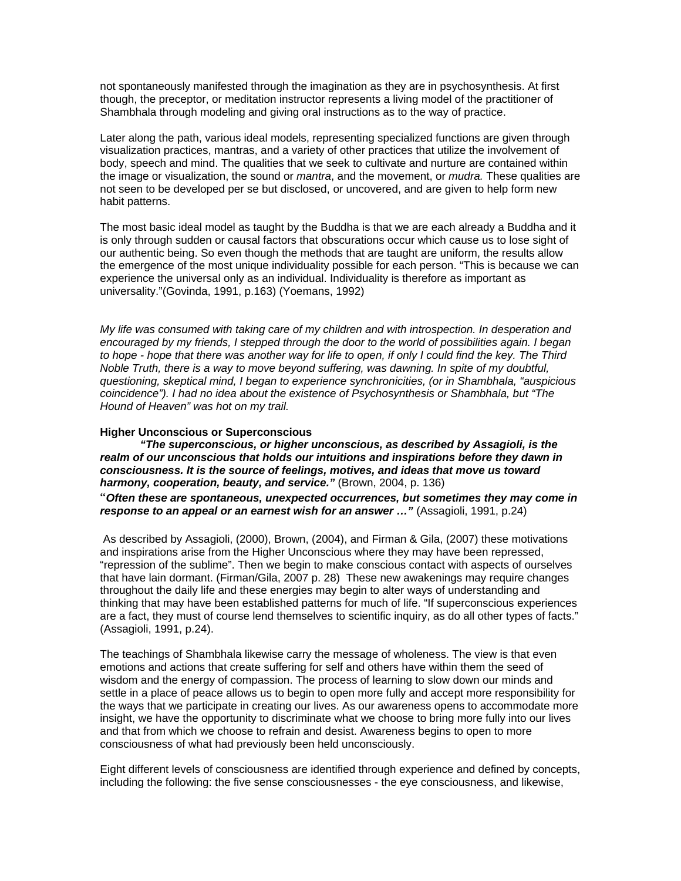not spontaneously manifested through the imagination as they are in psychosynthesis. At first though, the preceptor, or meditation instructor represents a living model of the practitioner of Shambhala through modeling and giving oral instructions as to the way of practice.

Later along the path, various ideal models, representing specialized functions are given through visualization practices, mantras, and a variety of other practices that utilize the involvement of body, speech and mind. The qualities that we seek to cultivate and nurture are contained within the image or visualization, the sound or *mantra*, and the movement, or *mudra.* These qualities are not seen to be developed per se but disclosed, or uncovered, and are given to help form new habit patterns.

The most basic ideal model as taught by the Buddha is that we are each already a Buddha and it is only through sudden or causal factors that obscurations occur which cause us to lose sight of our authentic being. So even though the methods that are taught are uniform, the results allow the emergence of the most unique individuality possible for each person. "This is because we can experience the universal only as an individual. Individuality is therefore as important as universality."(Govinda, 1991, p.163) (Yoemans, 1992)

*My life was consumed with taking care of my children and with introspection. In desperation and encouraged by my friends, I stepped through the door to the world of possibilities again. I began to hope - hope that there was another way for life to open, if only I could find the key. The Third Noble Truth, there is a way to move beyond suffering, was dawning. In spite of my doubtful, questioning, skeptical mind, I began to experience synchronicities, (or in Shambhala, "auspicious coincidence"). I had no idea about the existence of Psychosynthesis or Shambhala, but "The Hound of Heaven" was hot on my trail.*

**Higher Unconscious or Superconscious**

***"The superconscious, or higher unconscious, as described by Assagioli, is the realm of our unconscious that holds our intuitions and inspirations before they dawn in consciousness. It is the source of feelings, motives, and ideas that move us toward harmony, cooperation, beauty, and service."*** (Brown, 2004, p. 136)

"***Often these are spontaneous, unexpected occurrences, but sometimes they may come in response to an appeal or an earnest wish for an answer …"*** (Assagioli, 1991, p.24)

As described by Assagioli, (2000), Brown, (2004), and Firman & Gila, (2007) these motivations and inspirations arise from the Higher Unconscious where they may have been repressed, "repression of the sublime". Then we begin to make conscious contact with aspects of ourselves that have lain dormant. (Firman/Gila, 2007 p. 28) These new awakenings may require changes throughout the daily life and these energies may begin to alter ways of understanding and thinking that may have been established patterns for much of life. "If superconscious experiences are a fact, they must of course lend themselves to scientific inquiry, as do all other types of facts." (Assagioli, 1991, p.24).

The teachings of Shambhala likewise carry the message of wholeness. The view is that even emotions and actions that create suffering for self and others have within them the seed of wisdom and the energy of compassion. The process of learning to slow down our minds and settle in a place of peace allows us to begin to open more fully and accept more responsibility for the ways that we participate in creating our lives. As our awareness opens to accommodate more insight, we have the opportunity to discriminate what we choose to bring more fully into our lives and that from which we choose to refrain and desist. Awareness begins to open to more consciousness of what had previously been held unconsciously.

Eight different levels of consciousness are identified through experience and defined by concepts, including the following: the five sense consciousnesses - the eye consciousness, and likewise,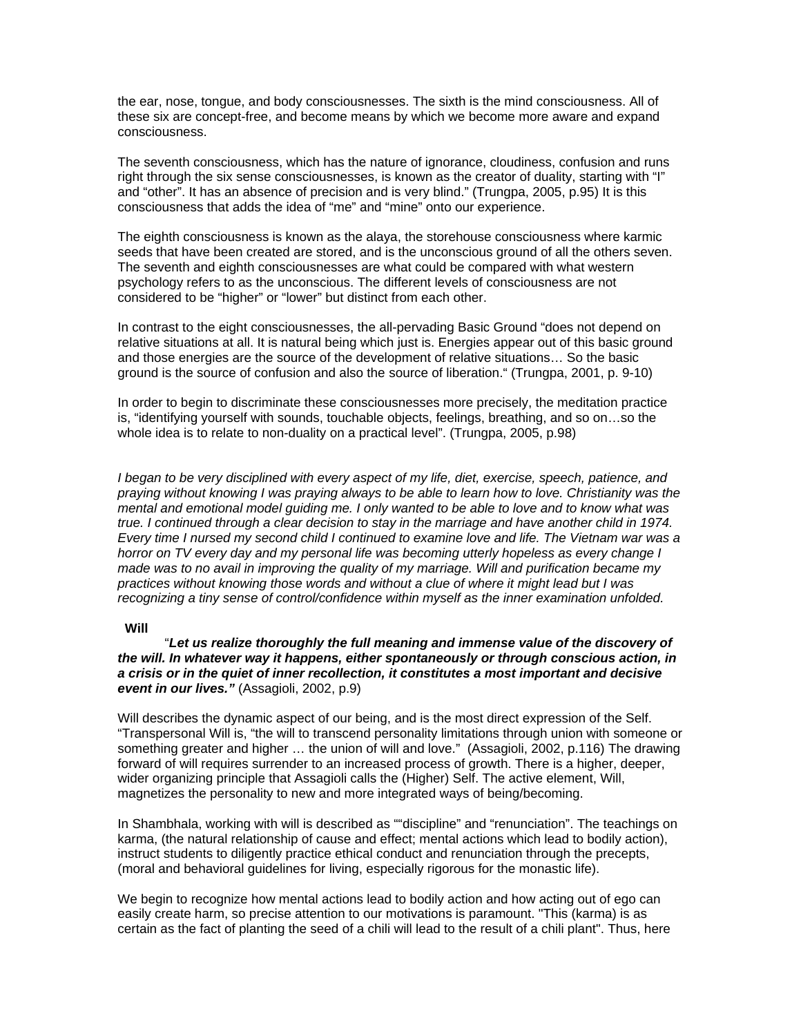the ear, nose, tongue, and body consciousnesses. The sixth is the mind consciousness. All of these six are concept-free, and become means by which we become more aware and expand consciousness.

The seventh consciousness, which has the nature of ignorance, cloudiness, confusion and runs right through the six sense consciousnesses, is known as the creator of duality, starting with "I" and "other". It has an absence of precision and is very blind." (Trungpa, 2005, p.95) It is this consciousness that adds the idea of "me" and "mine" onto our experience.

The eighth consciousness is known as the alaya, the storehouse consciousness where karmic seeds that have been created are stored, and is the unconscious ground of all the others seven. The seventh and eighth consciousnesses are what could be compared with what western psychology refers to as the unconscious. The different levels of consciousness are not considered to be "higher" or "lower" but distinct from each other.

In contrast to the eight consciousnesses, the all-pervading Basic Ground "does not depend on relative situations at all. It is natural being which just is. Energies appear out of this basic ground and those energies are the source of the development of relative situations… So the basic ground is the source of confusion and also the source of liberation." (Trungpa, 2001, p. 9-10)

In order to begin to discriminate these consciousnesses more precisely, the meditation practice is, "identifying yourself with sounds, touchable objects, feelings, breathing, and so on…so the whole idea is to relate to non-duality on a practical level". (Trungpa, 2005, p.98)

*I began to be very disciplined with every aspect of my life, diet, exercise, speech, patience, and praying without knowing I was praying always to be able to learn how to love. Christianity was the mental and emotional model guiding me. I only wanted to be able to love and to know what was true. I continued through a clear decision to stay in the marriage and have another child in 1974. Every time I nursed my second child I continued to examine love and life. The Vietnam war was a horror on TV every day and my personal life was becoming utterly hopeless as every change I made was to no avail in improving the quality of my marriage. Will and purification became my practices without knowing those words and without a clue of where it might lead but I was recognizing a tiny sense of control/confidence within myself as the inner examination unfolded.*

**Will**

"***Let us realize thoroughly the full meaning and immense value of the discovery of the will. In whatever way it happens, either spontaneously or through conscious action, in a crisis or in the quiet of inner recollection, it constitutes a most important and decisive event in our lives."*** (Assagioli, 2002, p.9)

Will describes the dynamic aspect of our being, and is the most direct expression of the Self. "Transpersonal Will is, "the will to transcend personality limitations through union with someone or something greater and higher … the union of will and love." (Assagioli, 2002, p.116) The drawing forward of will requires surrender to an increased process of growth. There is a higher, deeper, wider organizing principle that Assagioli calls the (Higher) Self. The active element, Will, magnetizes the personality to new and more integrated ways of being/becoming.

In Shambhala, working with will is described as ""discipline" and "renunciation". The teachings on karma, (the natural relationship of cause and effect; mental actions which lead to bodily action), instruct students to diligently practice ethical conduct and renunciation through the precepts, (moral and behavioral guidelines for living, especially rigorous for the monastic life).

We begin to recognize how mental actions lead to bodily action and how acting out of ego can easily create harm, so precise attention to our motivations is paramount. "This (karma) is as certain as the fact of planting the seed of a chili will lead to the result of a chili plant". Thus, here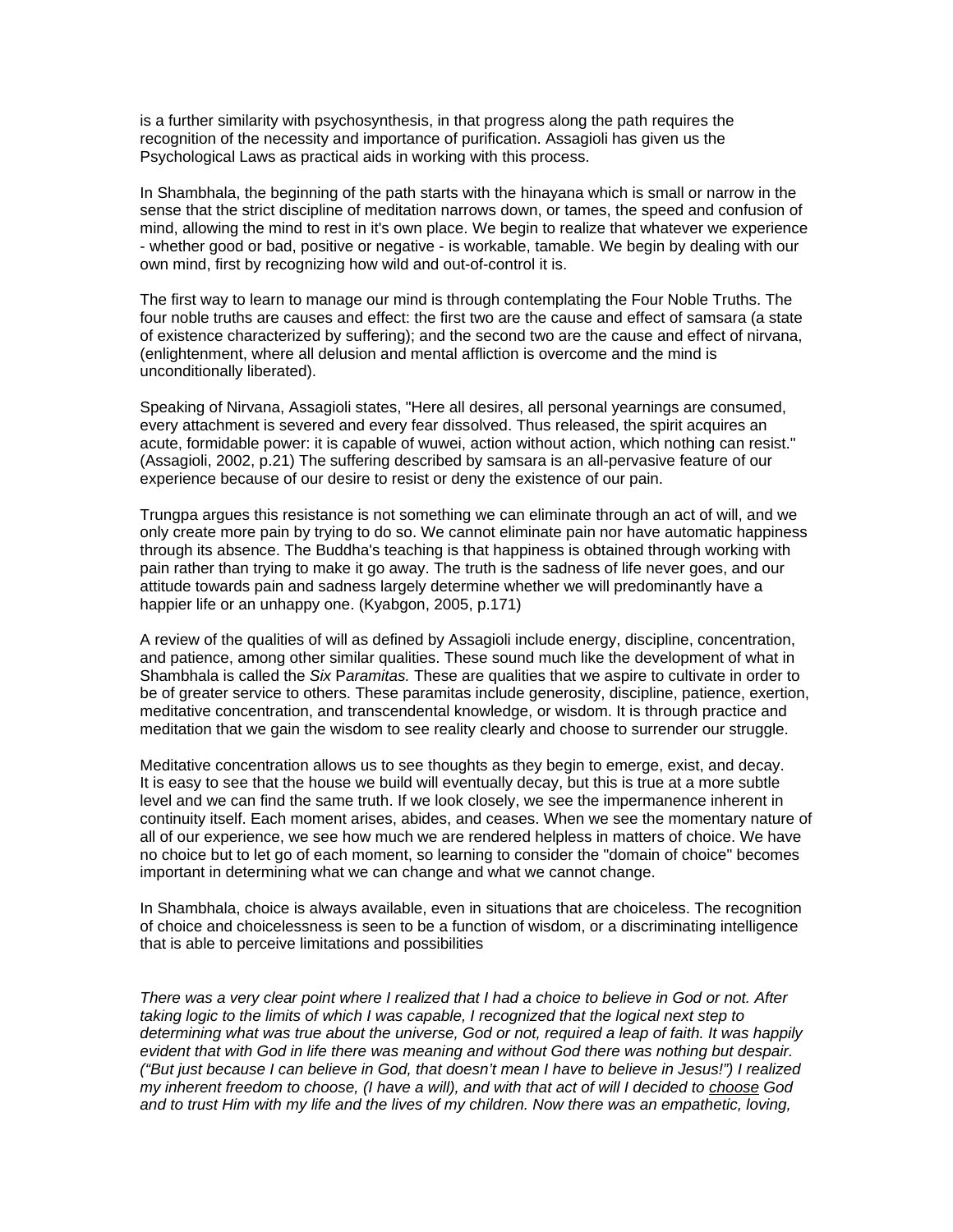is a further similarity with psychosynthesis, in that progress along the path requires the recognition of the necessity and importance of purification. Assagioli has given us the Psychological Laws as practical aids in working with this process.

In Shambhala, the beginning of the path starts with the hinayana which is small or narrow in the sense that the strict discipline of meditation narrows down, or tames, the speed and confusion of mind, allowing the mind to rest in it's own place. We begin to realize that whatever we experience - whether good or bad, positive or negative - is workable, tamable. We begin by dealing with our own mind, first by recognizing how wild and out-of-control it is.

The first way to learn to manage our mind is through contemplating the Four Noble Truths. The four noble truths are causes and effect: the first two are the cause and effect of samsara (a state of existence characterized by suffering); and the second two are the cause and effect of nirvana, (enlightenment, where all delusion and mental affliction is overcome and the mind is unconditionally liberated).

Speaking of Nirvana, Assagioli states, "Here all desires, all personal yearnings are consumed, every attachment is severed and every fear dissolved. Thus released, the spirit acquires an acute, formidable power: it is capable of wuwei, action without action, which nothing can resist." (Assagioli, 2002, p.21) The suffering described by samsara is an all-pervasive feature of our experience because of our desire to resist or deny the existence of our pain.

Trungpa argues this resistance is not something we can eliminate through an act of will, and we only create more pain by trying to do so. We cannot eliminate pain nor have automatic happiness through its absence. The Buddha's teaching is that happiness is obtained through working with pain rather than trying to make it go away. The truth is the sadness of life never goes, and our attitude towards pain and sadness largely determine whether we will predominantly have a happier life or an unhappy one. (Kyabgon, 2005, p.171)

A review of the qualities of will as defined by Assagioli include energy, discipline, concentration, and patience, among other similar qualities. These sound much like the development of what in Shambhala is called the *Six Paramitas.* These are qualities that we aspire to cultivate in order to be of greater service to others. These paramitas include generosity, discipline, patience, exertion, meditative concentration, and transcendental knowledge, or wisdom. It is through practice and meditation that we gain the wisdom to see reality clearly and choose to surrender our struggle.

Meditative concentration allows us to see thoughts as they begin to emerge, exist, and decay. It is easy to see that the house we build will eventually decay, but this is true at a more subtle level and we can find the same truth. If we look closely, we see the impermanence inherent in continuity itself. Each moment arises, abides, and ceases. When we see the momentary nature of all of our experience, we see how much we are rendered helpless in matters of choice. We have no choice but to let go of each moment, so learning to consider the "domain of choice" becomes important in determining what we can change and what we cannot change.

In Shambhala, choice is always available, even in situations that are choiceless. The recognition of choice and choicelessness is seen to be a function of wisdom, or a discriminating intelligence that is able to perceive limitations and possibilities

*There was a very clear point where I realized that I had a choice to believe in God or not. After taking logic to the limits of which I was capable, I recognized that the logical next step to determining what was true about the universe, God or not, required a leap of faith. It was happily evident that with God in life there was meaning and without God there was nothing but despair. ("But just because I can believe in God, that doesn't mean I have to believe in Jesus!") I realized my inherent freedom to choose, (I have a will), and with that act of will I decided to choose God and to trust Him with my life and the lives of my children. Now there was an empathetic, loving,*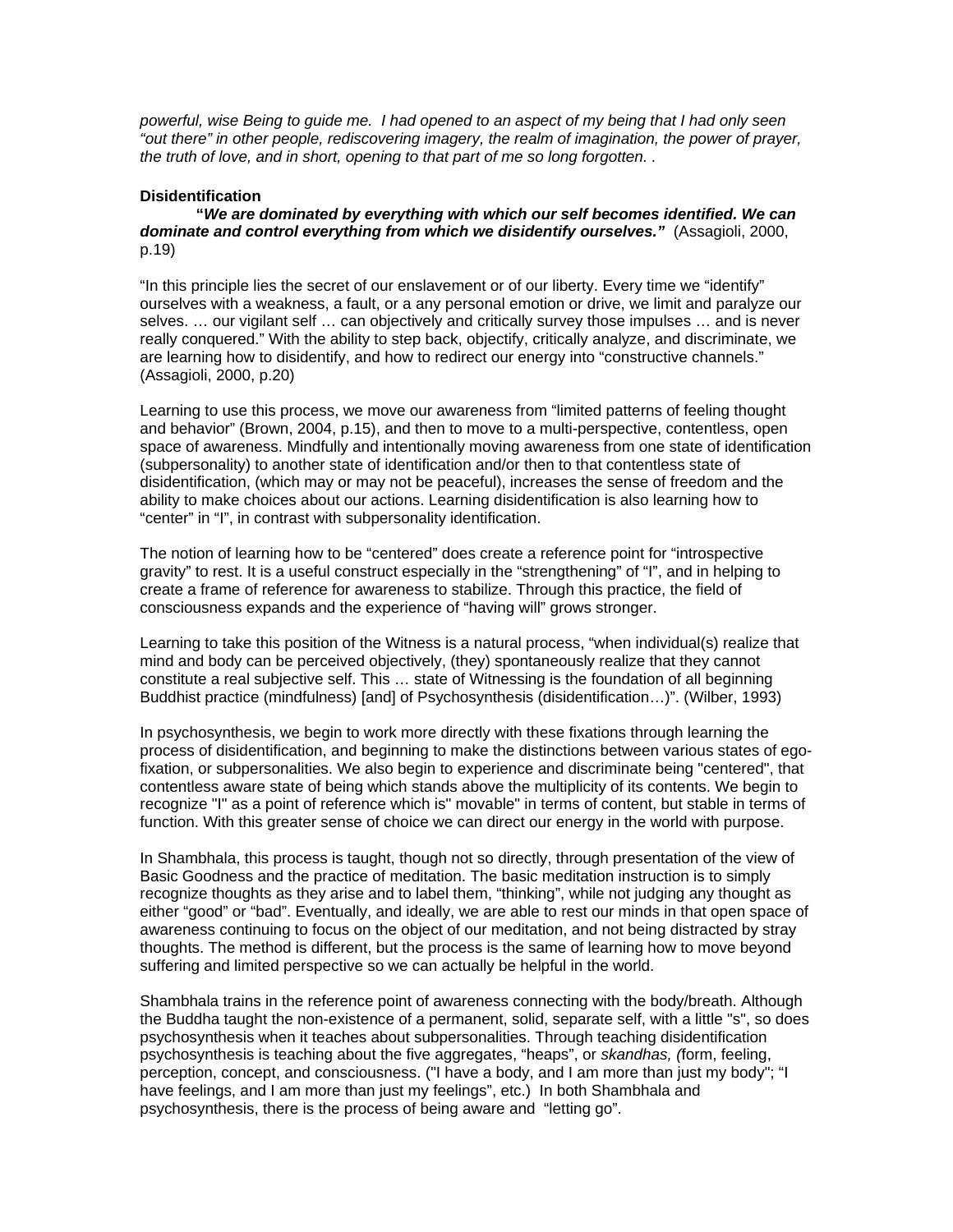*powerful, wise Being to guide me. I had opened to an aspect of my being that I had only seen "out there" in other people, rediscovering imagery, the realm of imagination, the power of prayer, the truth of love, and in short, opening to that part of me so long forgotten. .*

**Disidentification**

**"*We are dominated by everything with which our self becomes identified. We can dominate and control everything from which we disidentify ourselves."*** (Assagioli, 2000, p.19)

"In this principle lies the secret of our enslavement or of our liberty. Every time we "identify" ourselves with a weakness, a fault, or a any personal emotion or drive, we limit and paralyze our selves. … our vigilant self … can objectively and critically survey those impulses … and is never really conquered." With the ability to step back, objectify, critically analyze, and discriminate, we are learning how to disidentify, and how to redirect our energy into "constructive channels." (Assagioli, 2000, p.20)

Learning to use this process, we move our awareness from "limited patterns of feeling thought and behavior" (Brown, 2004, p.15), and then to move to a multi-perspective, contentless, open space of awareness. Mindfully and intentionally moving awareness from one state of identification (subpersonality) to another state of identification and/or then to that contentless state of disidentification, (which may or may not be peaceful), increases the sense of freedom and the ability to make choices about our actions. Learning disidentification is also learning how to "center" in "I", in contrast with subpersonality identification.

The notion of learning how to be "centered" does create a reference point for "introspective gravity" to rest. It is a useful construct especially in the "strengthening" of "I", and in helping to create a frame of reference for awareness to stabilize. Through this practice, the field of consciousness expands and the experience of "having will" grows stronger.

Learning to take this position of the Witness is a natural process, "when individual(s) realize that mind and body can be perceived objectively, (they) spontaneously realize that they cannot constitute a real subjective self. This … state of Witnessing is the foundation of all beginning Buddhist practice (mindfulness) [and] of Psychosynthesis (disidentification…)". (Wilber, 1993)

In psychosynthesis, we begin to work more directly with these fixations through learning the process of disidentification, and beginning to make the distinctions between various states of ego-fixation, or subpersonalities. We also begin to experience and discriminate being "centered", that contentless aware state of being which stands above the multiplicity of its contents. We begin to recognize "I" as a point of reference which is" movable" in terms of content, but stable in terms of function. With this greater sense of choice we can direct our energy in the world with purpose.

In Shambhala, this process is taught, though not so directly, through presentation of the view of Basic Goodness and the practice of meditation. The basic meditation instruction is to simply recognize thoughts as they arise and to label them, "thinking", while not judging any thought as either "good" or "bad". Eventually, and ideally, we are able to rest our minds in that open space of awareness continuing to focus on the object of our meditation, and not being distracted by stray thoughts. The method is different, but the process is the same of learning how to move beyond suffering and limited perspective so we can actually be helpful in the world.

Shambhala trains in the reference point of awareness connecting with the body/breath. Although the Buddha taught the non-existence of a permanent, solid, separate self, with a little "s", so does psychosynthesis when it teaches about subpersonalities. Through teaching disidentification psychosynthesis is teaching about the five aggregates, "heaps", or *skandhas, (*form, feeling, perception, concept, and consciousness. ("I have a body, and I am more than just my body"; "I have feelings, and I am more than just my feelings", etc.) In both Shambhala and psychosynthesis, there is the process of being aware and "letting go".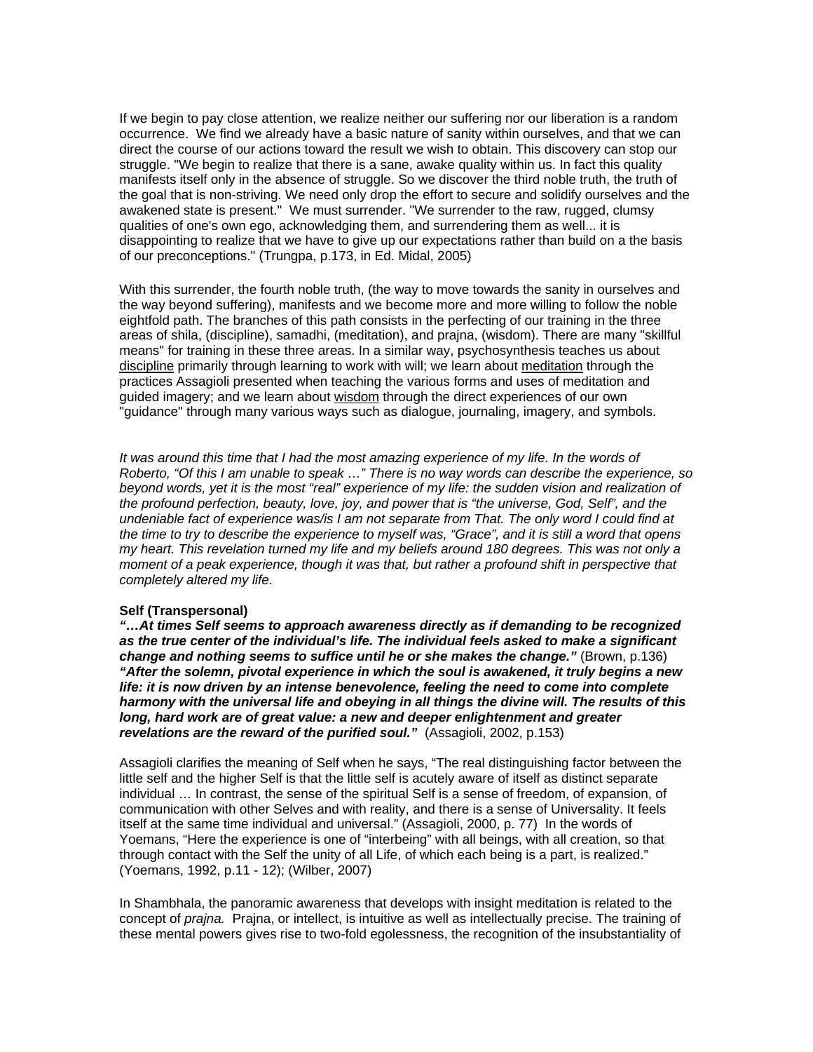If we begin to pay close attention, we realize neither our suffering nor our liberation is a random occurrence. We find we already have a basic nature of sanity within ourselves, and that we can direct the course of our actions toward the result we wish to obtain. This discovery can stop our struggle. "We begin to realize that there is a sane, awake quality within us. In fact this quality manifests itself only in the absence of struggle. So we discover the third noble truth, the truth of the goal that is non-striving. We need only drop the effort to secure and solidify ourselves and the awakened state is present." We must surrender. "We surrender to the raw, rugged, clumsy qualities of one's own ego, acknowledging them, and surrendering them as well... it is disappointing to realize that we have to give up our expectations rather than build on a the basis of our preconceptions." (Trungpa, p.173, in Ed. Midal, 2005)

With this surrender, the fourth noble truth, (the way to move towards the sanity in ourselves and the way beyond suffering), manifests and we become more and more willing to follow the noble eightfold path. The branches of this path consists in the perfecting of our training in the three areas of shila, (discipline), samadhi, (meditation), and prajna, (wisdom). There are many "skillful means" for training in these three areas. In a similar way, psychosynthesis teaches us about <u>discipline</u> primarily through learning to work with will; we learn about <u>meditation</u> through the practices Assagioli presented when teaching the various forms and uses of meditation and guided imagery; and we learn about <u>wisdom</u> through the direct experiences of our own "guidance" through many various ways such as dialogue, journaling, imagery, and symbols.

*It was around this time that I had the most amazing experience of my life. In the words of Roberto, "Of this I am unable to speak …" There is no way words can describe the experience, so beyond words, yet it is the most "real" experience of my life: the sudden vision and realization of the profound perfection, beauty, love, joy, and power that is "the universe, God, Self", and the undeniable fact of experience was/is I am not separate from That. The only word I could find at the time to try to describe the experience to myself was, "Grace", and it is still a word that opens my heart. This revelation turned my life and my beliefs around 180 degrees. This was not only a moment of a peak experience, though it was that, but rather a profound shift in perspective that completely altered my life.*

**Self (Transpersonal)**

***"…At times Self seems to approach awareness directly as if demanding to be recognized as the true center of the individual's life. The individual feels asked to make a significant change and nothing seems to suffice until he or she makes the change."*** (Brown, p.136)
***"After the solemn, pivotal experience in which the soul is awakened, it truly begins a new life: it is now driven by an intense benevolence, feeling the need to come into complete harmony with the universal life and obeying in all things the divine will. The results of this long, hard work are of great value: a new and deeper enlightenment and greater revelations are the reward of the purified soul."*** (Assagioli, 2002, p.153)

Assagioli clarifies the meaning of Self when he says, "The real distinguishing factor between the little self and the higher Self is that the little self is acutely aware of itself as distinct separate individual … In contrast, the sense of the spiritual Self is a sense of freedom, of expansion, of communication with other Selves and with reality, and there is a sense of Universality. It feels itself at the same time individual and universal." (Assagioli, 2000, p. 77) In the words of Yoemans, "Here the experience is one of "interbeing" with all beings, with all creation, so that through contact with the Self the unity of all Life, of which each being is a part, is realized." (Yoemans, 1992, p.11 - 12); (Wilber, 2007)

In Shambhala, the panoramic awareness that develops with insight meditation is related to the concept of *prajna.* Prajna, or intellect, is intuitive as well as intellectually precise. The training of these mental powers gives rise to two-fold egolessness, the recognition of the insubstantiality of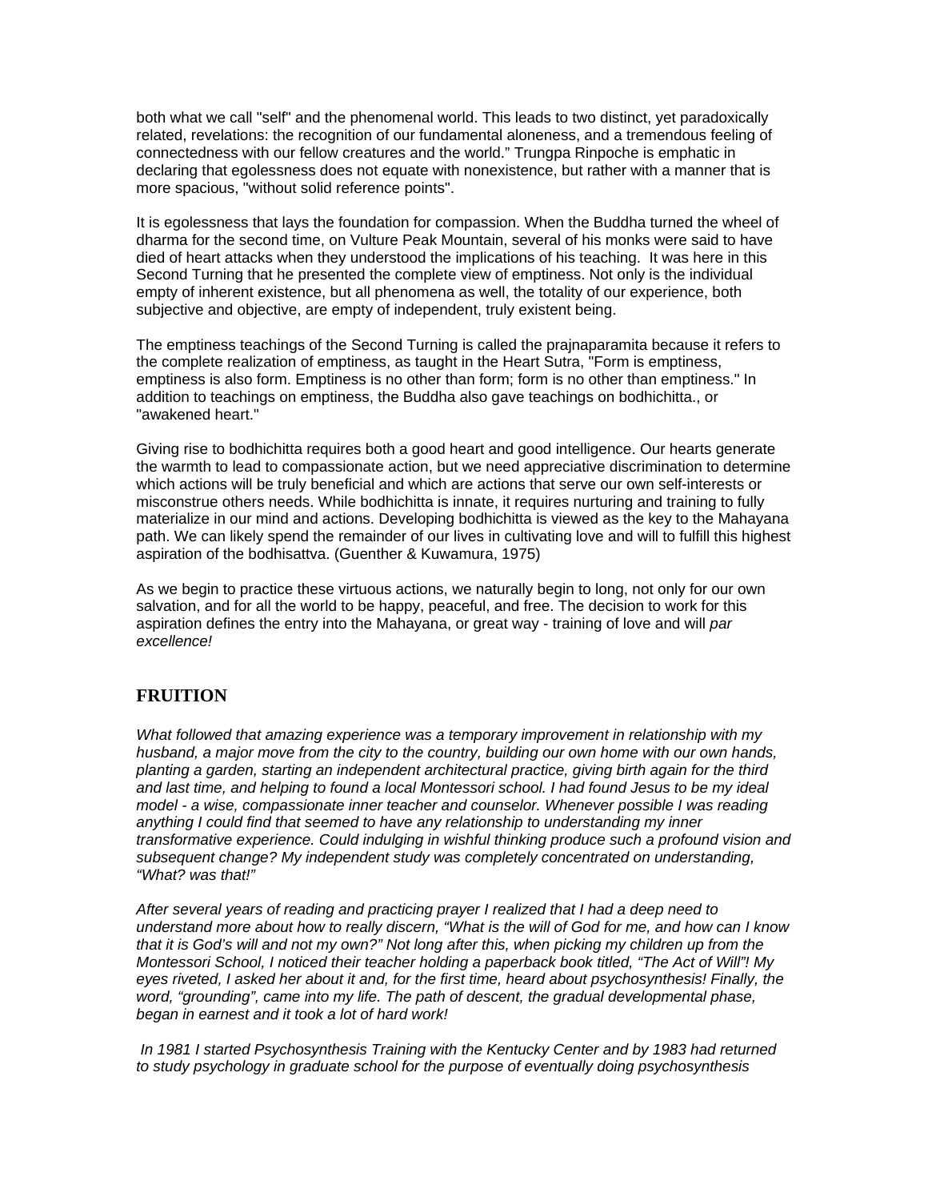both what we call "self" and the phenomenal world. This leads to two distinct, yet paradoxically related, revelations: the recognition of our fundamental aloneness, and a tremendous feeling of connectedness with our fellow creatures and the world." Trungpa Rinpoche is emphatic in declaring that egolessness does not equate with nonexistence, but rather with a manner that is more spacious, "without solid reference points".

It is egolessness that lays the foundation for compassion. When the Buddha turned the wheel of dharma for the second time, on Vulture Peak Mountain, several of his monks were said to have died of heart attacks when they understood the implications of his teaching. It was here in this Second Turning that he presented the complete view of emptiness. Not only is the individual empty of inherent existence, but all phenomena as well, the totality of our experience, both subjective and objective, are empty of independent, truly existent being.

The emptiness teachings of the Second Turning is called the prajnaparamita because it refers to the complete realization of emptiness, as taught in the Heart Sutra, "Form is emptiness, emptiness is also form. Emptiness is no other than form; form is no other than emptiness." In addition to teachings on emptiness, the Buddha also gave teachings on bodhichitta., or "awakened heart."

Giving rise to bodhichitta requires both a good heart and good intelligence. Our hearts generate the warmth to lead to compassionate action, but we need appreciative discrimination to determine which actions will be truly beneficial and which are actions that serve our own self-interests or misconstrue others needs. While bodhichitta is innate, it requires nurturing and training to fully materialize in our mind and actions. Developing bodhichitta is viewed as the key to the Mahayana path. We can likely spend the remainder of our lives in cultivating love and will to fulfill this highest aspiration of the bodhisattva. (Guenther & Kuwamura, 1975)

As we begin to practice these virtuous actions, we naturally begin to long, not only for our own salvation, and for all the world to be happy, peaceful, and free. The decision to work for this aspiration defines the entry into the Mahayana, or great way - training of love and will *par excellence!*

## FRUITION

*What followed that amazing experience was a temporary improvement in relationship with my husband, a major move from the city to the country, building our own home with our own hands, planting a garden, starting an independent architectural practice, giving birth again for the third and last time, and helping to found a local Montessori school. I had found Jesus to be my ideal model - a wise, compassionate inner teacher and counselor. Whenever possible I was reading anything I could find that seemed to have any relationship to understanding my inner transformative experience. Could indulging in wishful thinking produce such a profound vision and subsequent change? My independent study was completely concentrated on understanding, "What? was that!"*

*After several years of reading and practicing prayer I realized that I had a deep need to understand more about how to really discern, "What is the will of God for me, and how can I know that it is God's will and not my own?" Not long after this, when picking my children up from the Montessori School, I noticed their teacher holding a paperback book titled, "The Act of Will"! My eyes riveted, I asked her about it and, for the first time, heard about psychosynthesis! Finally, the word, "grounding", came into my life. The path of descent, the gradual developmental phase, began in earnest and it took a lot of hard work!*

*In 1981 I started Psychosynthesis Training with the Kentucky Center and by 1983 had returned to study psychology in graduate school for the purpose of eventually doing psychosynthesis*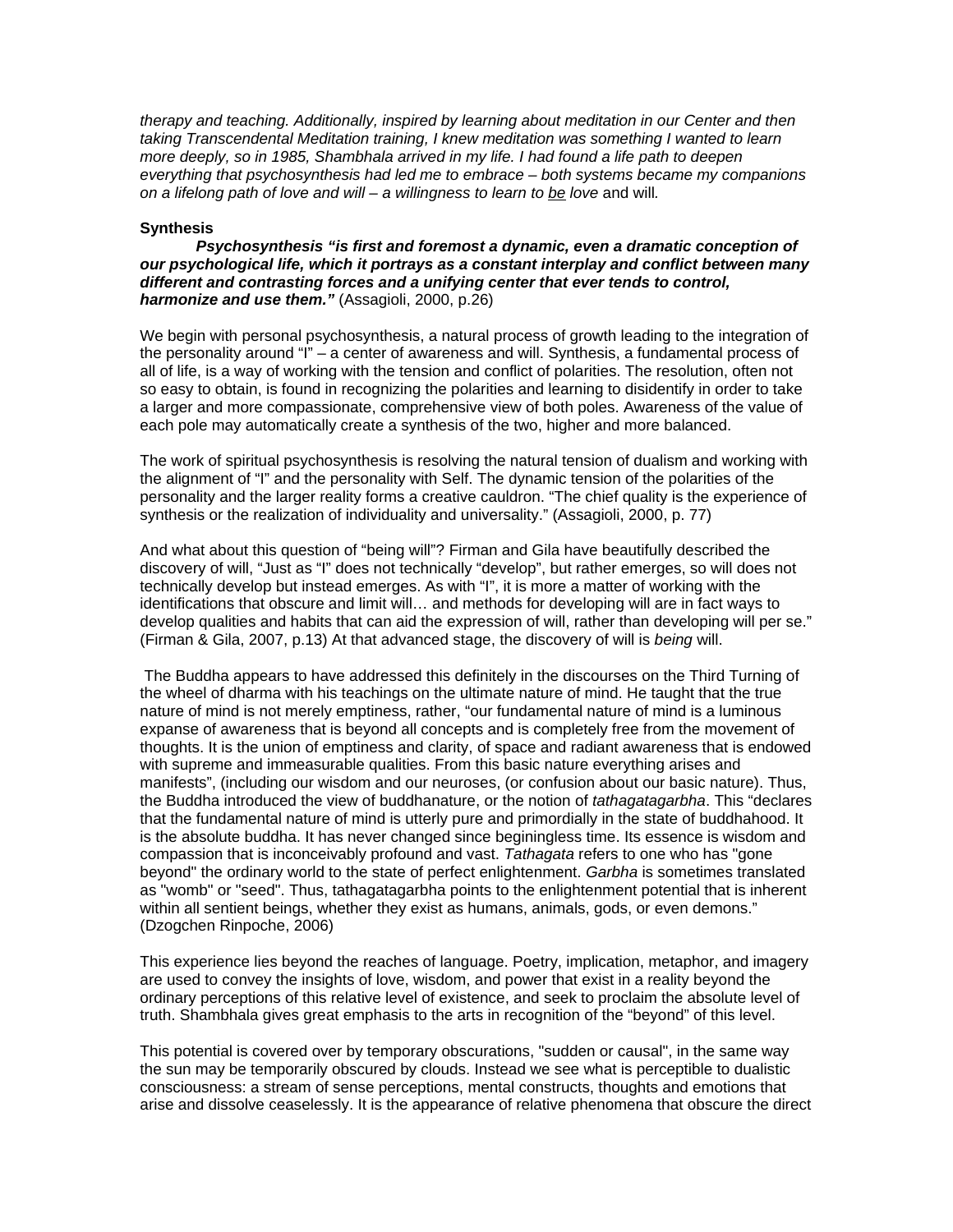*therapy and teaching. Additionally, inspired by learning about meditation in our Center and then taking Transcendental Meditation training, I knew meditation was something I wanted to learn more deeply, so in 1985, Shambhala arrived in my life. I had found a life path to deepen everything that psychosynthesis had led me to embrace – both systems became my companions on a lifelong path of love and will – a willingness to learn to <u>be</u> love* and will*.*

### Synthesis

***Psychosynthesis "is first and foremost a dynamic, even a dramatic conception of our psychological life, which it portrays as a constant interplay and conflict between many different and contrasting forces and a unifying center that ever tends to control, harmonize and use them."*** (Assagioli, 2000, p.26)

We begin with personal psychosynthesis, a natural process of growth leading to the integration of the personality around "I" – a center of awareness and will. Synthesis, a fundamental process of all of life, is a way of working with the tension and conflict of polarities. The resolution, often not so easy to obtain, is found in recognizing the polarities and learning to disidentify in order to take a larger and more compassionate, comprehensive view of both poles. Awareness of the value of each pole may automatically create a synthesis of the two, higher and more balanced.

The work of spiritual psychosynthesis is resolving the natural tension of dualism and working with the alignment of "I" and the personality with Self. The dynamic tension of the polarities of the personality and the larger reality forms a creative cauldron. "The chief quality is the experience of synthesis or the realization of individuality and universality." (Assagioli, 2000, p. 77)

And what about this question of "being will"? Firman and Gila have beautifully described the discovery of will, "Just as "I" does not technically "develop", but rather emerges, so will does not technically develop but instead emerges. As with "I", it is more a matter of working with the identifications that obscure and limit will… and methods for developing will are in fact ways to develop qualities and habits that can aid the expression of will, rather than developing will per se." (Firman & Gila, 2007, p.13) At that advanced stage, the discovery of will is *being* will.

The Buddha appears to have addressed this definitely in the discourses on the Third Turning of the wheel of dharma with his teachings on the ultimate nature of mind. He taught that the true nature of mind is not merely emptiness, rather, "our fundamental nature of mind is a luminous expanse of awareness that is beyond all concepts and is completely free from the movement of thoughts. It is the union of emptiness and clarity, of space and radiant awareness that is endowed with supreme and immeasurable qualities. From this basic nature everything arises and manifests", (including our wisdom and our neuroses, (or confusion about our basic nature). Thus, the Buddha introduced the view of buddhanature, or the notion of *tathagatagarbha*. This "declares that the fundamental nature of mind is utterly pure and primordially in the state of buddhahood. It is the absolute buddha. It has never changed since beginingless time. Its essence is wisdom and compassion that is inconceivably profound and vast. *Tathagata* refers to one who has "gone beyond" the ordinary world to the state of perfect enlightenment. *Garbha* is sometimes translated as "womb" or "seed". Thus, tathagatagarbha points to the enlightenment potential that is inherent within all sentient beings, whether they exist as humans, animals, gods, or even demons." (Dzogchen Rinpoche, 2006)

This experience lies beyond the reaches of language. Poetry, implication, metaphor, and imagery are used to convey the insights of love, wisdom, and power that exist in a reality beyond the ordinary perceptions of this relative level of existence, and seek to proclaim the absolute level of truth. Shambhala gives great emphasis to the arts in recognition of the "beyond" of this level.

This potential is covered over by temporary obscurations, "sudden or causal", in the same way the sun may be temporarily obscured by clouds. Instead we see what is perceptible to dualistic consciousness: a stream of sense perceptions, mental constructs, thoughts and emotions that arise and dissolve ceaselessly. It is the appearance of relative phenomena that obscure the direct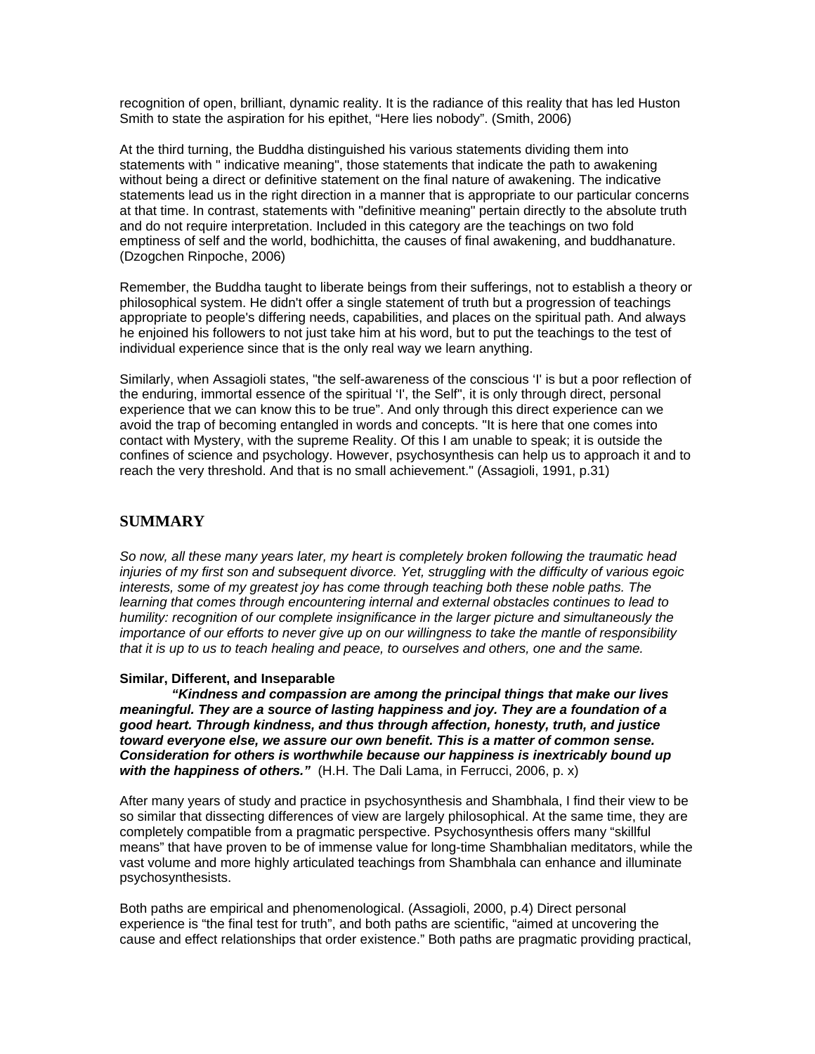recognition of open, brilliant, dynamic reality. It is the radiance of this reality that has led Huston Smith to state the aspiration for his epithet, "Here lies nobody". (Smith, 2006)

At the third turning, the Buddha distinguished his various statements dividing them into statements with " indicative meaning", those statements that indicate the path to awakening without being a direct or definitive statement on the final nature of awakening. The indicative statements lead us in the right direction in a manner that is appropriate to our particular concerns at that time. In contrast, statements with "definitive meaning" pertain directly to the absolute truth and do not require interpretation. Included in this category are the teachings on two fold emptiness of self and the world, bodhichitta, the causes of final awakening, and buddhanature. (Dzogchen Rinpoche, 2006)

Remember, the Buddha taught to liberate beings from their sufferings, not to establish a theory or philosophical system. He didn't offer a single statement of truth but a progression of teachings appropriate to people's differing needs, capabilities, and places on the spiritual path. And always he enjoined his followers to not just take him at his word, but to put the teachings to the test of individual experience since that is the only real way we learn anything.

Similarly, when Assagioli states, "the self-awareness of the conscious 'I' is but a poor reflection of the enduring, immortal essence of the spiritual 'I', the Self", it is only through direct, personal experience that we can know this to be true". And only through this direct experience can we avoid the trap of becoming entangled in words and concepts. "It is here that one comes into contact with Mystery, with the supreme Reality. Of this I am unable to speak; it is outside the confines of science and psychology. However, psychosynthesis can help us to approach it and to reach the very threshold. And that is no small achievement." (Assagioli, 1991, p.31)

## SUMMARY

*So now, all these many years later, my heart is completely broken following the traumatic head injuries of my first son and subsequent divorce. Yet, struggling with the difficulty of various egoic interests, some of my greatest joy has come through teaching both these noble paths. The learning that comes through encountering internal and external obstacles continues to lead to humility: recognition of our complete insignificance in the larger picture and simultaneously the importance of our efforts to never give up on our willingness to take the mantle of responsibility that it is up to us to teach healing and peace, to ourselves and others, one and the same.*

**Similar, Different, and Inseparable**

***"Kindness and compassion are among the principal things that make our lives meaningful. They are a source of lasting happiness and joy. They are a foundation of a good heart. Through kindness, and thus through affection, honesty, truth, and justice toward everyone else, we assure our own benefit. This is a matter of common sense. Consideration for others is worthwhile because our happiness is inextricably bound up with the happiness of others."*** (H.H. The Dali Lama, in Ferrucci, 2006, p. x)

After many years of study and practice in psychosynthesis and Shambhala, I find their view to be so similar that dissecting differences of view are largely philosophical. At the same time, they are completely compatible from a pragmatic perspective. Psychosynthesis offers many "skillful means" that have proven to be of immense value for long-time Shambhalian meditators, while the vast volume and more highly articulated teachings from Shambhala can enhance and illuminate psychosynthesists.

Both paths are empirical and phenomenological. (Assagioli, 2000, p.4) Direct personal experience is "the final test for truth", and both paths are scientific, "aimed at uncovering the cause and effect relationships that order existence." Both paths are pragmatic providing practical,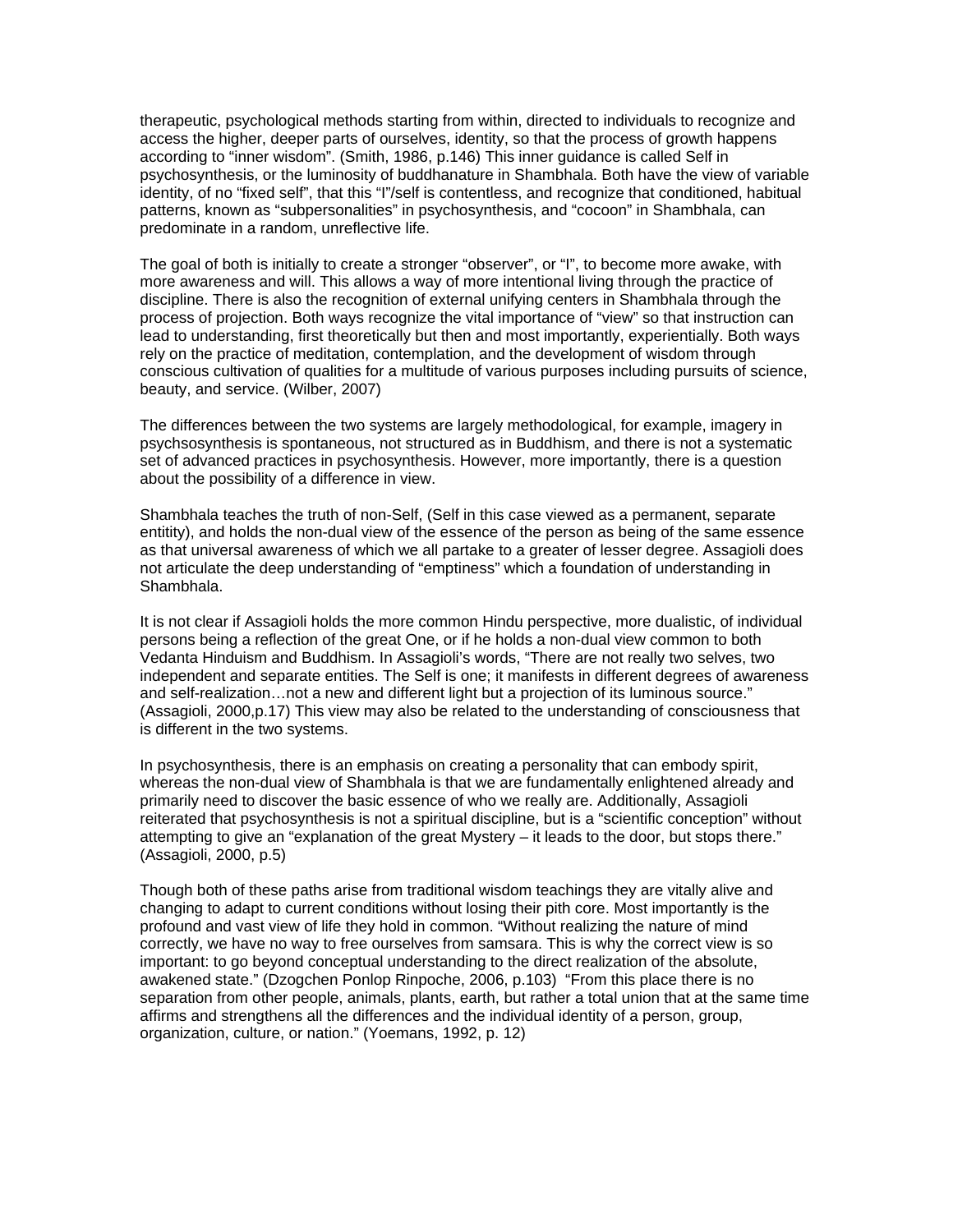therapeutic, psychological methods starting from within, directed to individuals to recognize and access the higher, deeper parts of ourselves, identity, so that the process of growth happens according to "inner wisdom". (Smith, 1986, p.146) This inner guidance is called Self in psychosynthesis, or the luminosity of buddhanature in Shambhala. Both have the view of variable identity, of no "fixed self", that this "I"/self is contentless, and recognize that conditioned, habitual patterns, known as "subpersonalities" in psychosynthesis, and "cocoon" in Shambhala, can predominate in a random, unreflective life.

The goal of both is initially to create a stronger "observer", or "I", to become more awake, with more awareness and will. This allows a way of more intentional living through the practice of discipline. There is also the recognition of external unifying centers in Shambhala through the process of projection. Both ways recognize the vital importance of "view" so that instruction can lead to understanding, first theoretically but then and most importantly, experientially. Both ways rely on the practice of meditation, contemplation, and the development of wisdom through conscious cultivation of qualities for a multitude of various purposes including pursuits of science, beauty, and service. (Wilber, 2007)

The differences between the two systems are largely methodological, for example, imagery in psychsosynthesis is spontaneous, not structured as in Buddhism, and there is not a systematic set of advanced practices in psychosynthesis. However, more importantly, there is a question about the possibility of a difference in view.

Shambhala teaches the truth of non-Self, (Self in this case viewed as a permanent, separate entitity), and holds the non-dual view of the essence of the person as being of the same essence as that universal awareness of which we all partake to a greater of lesser degree. Assagioli does not articulate the deep understanding of "emptiness" which a foundation of understanding in Shambhala.

It is not clear if Assagioli holds the more common Hindu perspective, more dualistic, of individual persons being a reflection of the great One, or if he holds a non-dual view common to both Vedanta Hinduism and Buddhism. In Assagioli's words, "There are not really two selves, two independent and separate entities. The Self is one; it manifests in different degrees of awareness and self-realization…not a new and different light but a projection of its luminous source." (Assagioli, 2000,p.17) This view may also be related to the understanding of consciousness that is different in the two systems.

In psychosynthesis, there is an emphasis on creating a personality that can embody spirit, whereas the non-dual view of Shambhala is that we are fundamentally enlightened already and primarily need to discover the basic essence of who we really are. Additionally, Assagioli reiterated that psychosynthesis is not a spiritual discipline, but is a "scientific conception" without attempting to give an "explanation of the great Mystery – it leads to the door, but stops there." (Assagioli, 2000, p.5)

Though both of these paths arise from traditional wisdom teachings they are vitally alive and changing to adapt to current conditions without losing their pith core. Most importantly is the profound and vast view of life they hold in common. "Without realizing the nature of mind correctly, we have no way to free ourselves from samsara. This is why the correct view is so important: to go beyond conceptual understanding to the direct realization of the absolute, awakened state." (Dzogchen Ponlop Rinpoche, 2006, p.103) "From this place there is no separation from other people, animals, plants, earth, but rather a total union that at the same time affirms and strengthens all the differences and the individual identity of a person, group, organization, culture, or nation." (Yoemans, 1992, p. 12)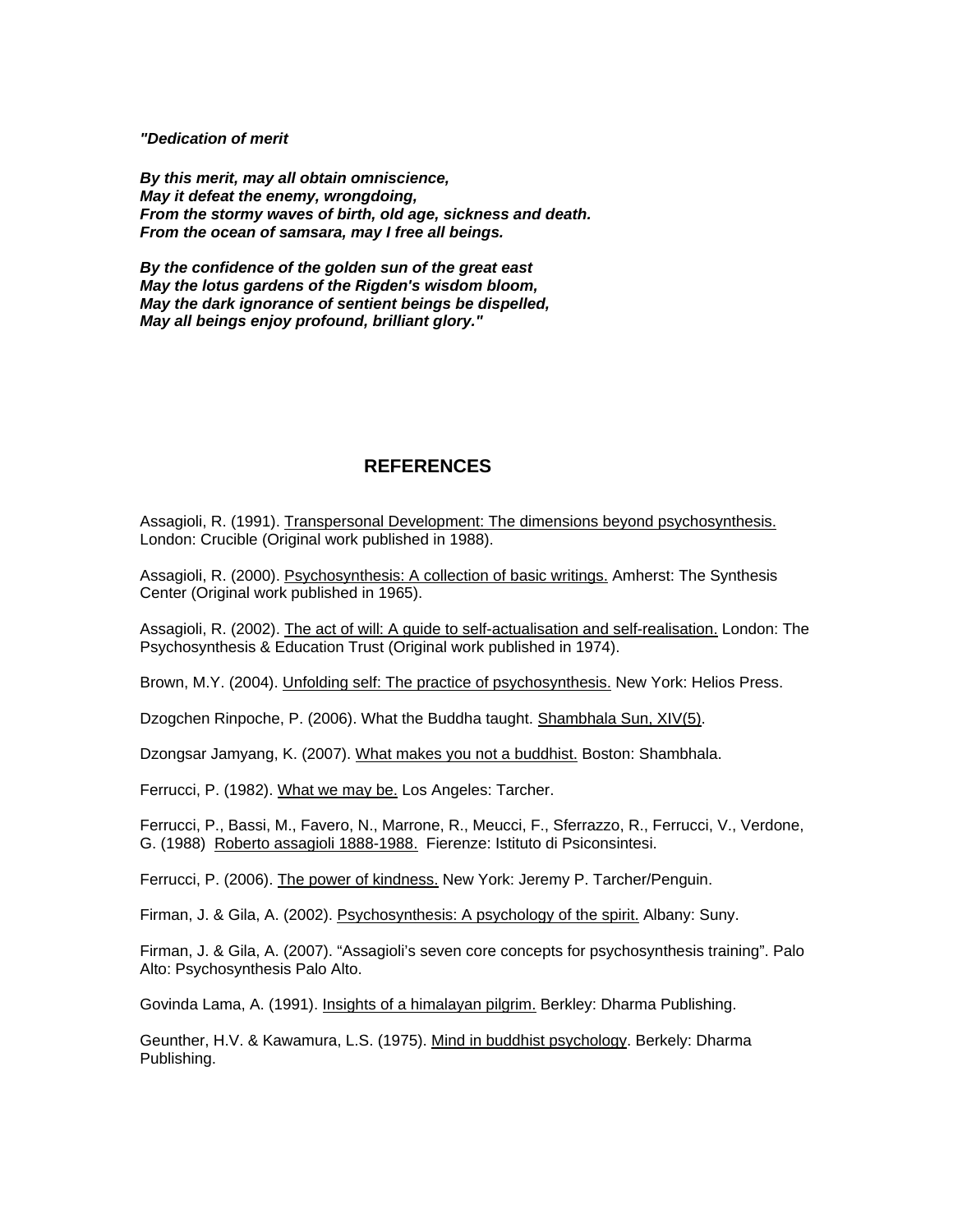***"Dedication of merit***

***By this merit, may all obtain omniscience,***
***May it defeat the enemy, wrongdoing,***
***From the stormy waves of birth, old age, sickness and death.***
***From the ocean of samsara, may I free all beings.***

***By the confidence of the golden sun of the great east***
***May the lotus gardens of the Rigden's wisdom bloom,***
***May the dark ignorance of sentient beings be dispelled,***
***May all beings enjoy profound, brilliant glory."***

## REFERENCES

Assagioli, R. (1991). Transpersonal Development: The dimensions beyond psychosynthesis. London: Crucible (Original work published in 1988).

Assagioli, R. (2000). Psychosynthesis: A collection of basic writings. Amherst: The Synthesis Center (Original work published in 1965).

Assagioli, R. (2002). The act of will: A guide to self-actualisation and self-realisation. London: The Psychosynthesis & Education Trust (Original work published in 1974).

Brown, M.Y. (2004). Unfolding self: The practice of psychosynthesis. New York: Helios Press.

Dzogchen Rinpoche, P. (2006). What the Buddha taught. Shambhala Sun, XIV(5).

Dzongsar Jamyang, K. (2007). What makes you not a buddhist. Boston: Shambhala.

Ferrucci, P. (1982). What we may be. Los Angeles: Tarcher.

Ferrucci, P., Bassi, M., Favero, N., Marrone, R., Meucci, F., Sferrazzo, R., Ferrucci, V., Verdone, G. (1988) Roberto assagioli 1888-1988. Fierenze: Istituto di Psiconsintesi.

Ferrucci, P. (2006). The power of kindness. New York: Jeremy P. Tarcher/Penguin.

Firman, J. & Gila, A. (2002). Psychosynthesis: A psychology of the spirit. Albany: Suny.

Firman, J. & Gila, A. (2007). "Assagioli's seven core concepts for psychosynthesis training". Palo Alto: Psychosynthesis Palo Alto.

Govinda Lama, A. (1991). Insights of a himalayan pilgrim. Berkley: Dharma Publishing.

Geunther, H.V. & Kawamura, L.S. (1975). Mind in buddhist psychology. Berkely: Dharma Publishing.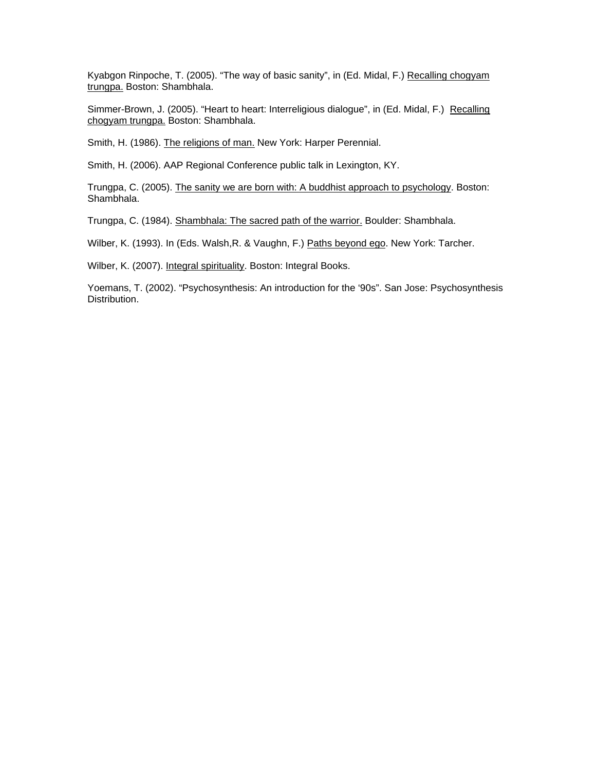Kyabgon Rinpoche, T. (2005). “The way of basic sanity”, in (Ed. Midal, F.) <u>Recalling chogyam trungpa.</u> Boston: Shambhala.

Simmer-Brown, J. (2005). “Heart to heart: Interreligious dialogue”, in (Ed. Midal, F.) <u>Recalling chogyam trungpa.</u> Boston: Shambhala.

Smith, H. (1986). <u>The religions of man.</u> New York: Harper Perennial.

Smith, H. (2006). AAP Regional Conference public talk in Lexington, KY.

Trungpa, C. (2005). <u>The sanity we are born with: A buddhist approach to psychology</u>. Boston: Shambhala.

Trungpa, C. (1984). <u>Shambhala: The sacred path of the warrior.</u> Boulder: Shambhala.

Wilber, K. (1993). In (Eds. Walsh,R. & Vaughn, F.) <u>Paths beyond ego</u>. New York: Tarcher.

Wilber, K. (2007). <u>Integral spirituality</u>. Boston: Integral Books.

Yoemans, T. (2002). “Psychosynthesis: An introduction for the ‘90s”. San Jose: Psychosynthesis Distribution.